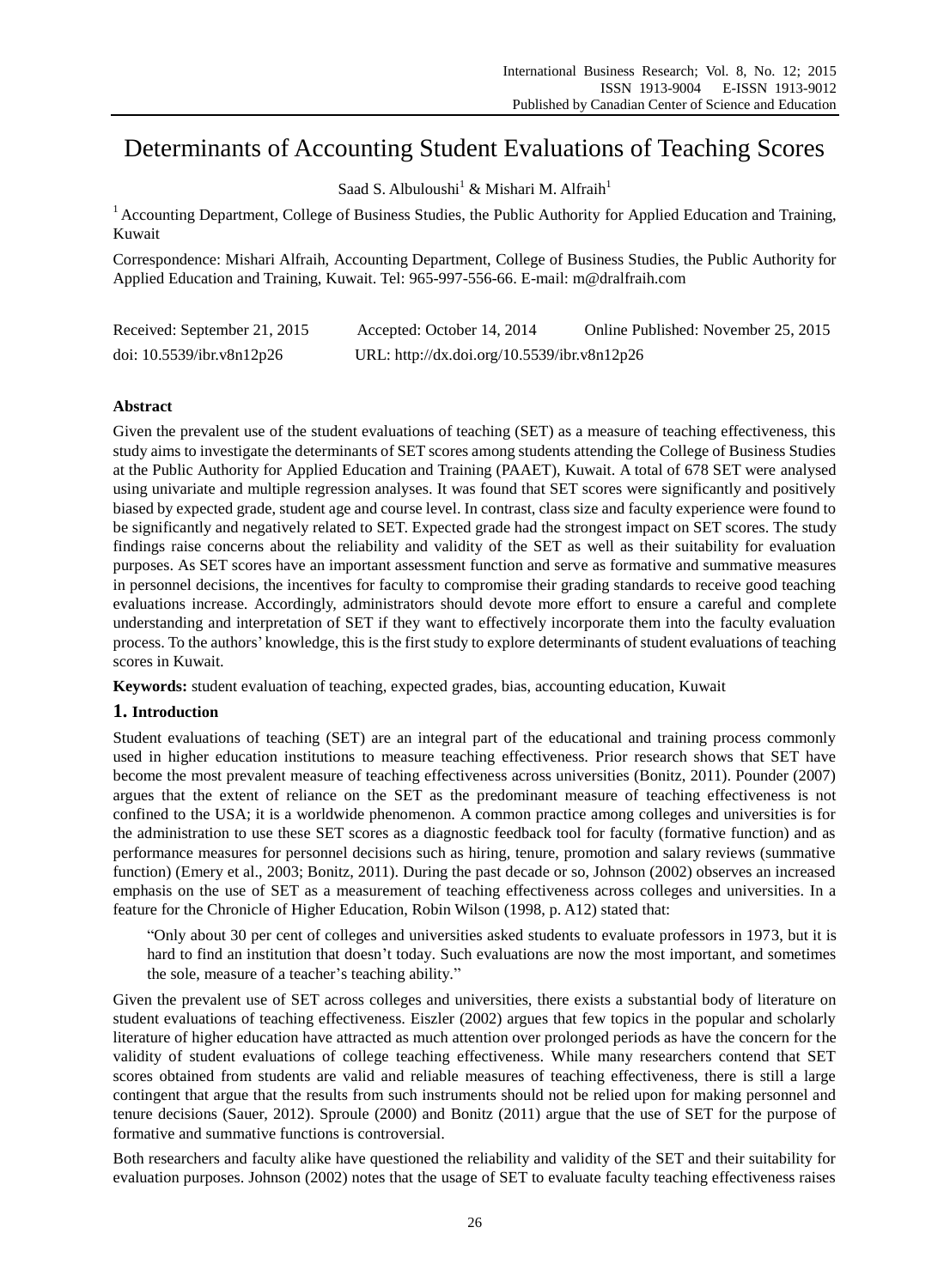# Determinants of Accounting Student Evaluations of Teaching Scores

Saad S. Albuloushi[1] & Mishari M. Alfraih[1]

[1] Accounting Department, College of Business Studies, the Public Authority for Applied Education and Training, Kuwait

Correspondence: Mishari Alfraih, Accounting Department, College of Business Studies, the Public Authority for Applied Education and Training, Kuwait. Tel: 965-997-556-66. E-mail: m@dralfraih.com

Received: September 21, 2015 Accepted: October 14, 2014 Online Published: November 25, 2015

doi: 10.5539/ibr.v8n12p26 URL: http://dx.doi.org/10.5539/ibr.v8n12p26

**Abstract**

Given the prevalent use of the student evaluations of teaching (SET) as a measure of teaching effectiveness, this study aims to investigate the determinants of SET scores among students attending the College of Business Studies at the Public Authority for Applied Education and Training (PAAET), Kuwait. A total of 678 SET were analysed using univariate and multiple regression analyses. It was found that SET scores were significantly and positively biased by expected grade, student age and course level. In contrast, class size and faculty experience were found to be significantly and negatively related to SET. Expected grade had the strongest impact on SET scores. The study findings raise concerns about the reliability and validity of the SET as well as their suitability for evaluation purposes. As SET scores have an important assessment function and serve as formative and summative measures in personnel decisions, the incentives for faculty to compromise their grading standards to receive good teaching evaluations increase. Accordingly, administrators should devote more effort to ensure a careful and complete understanding and interpretation of SET if they want to effectively incorporate them into the faculty evaluation process. To the authors' knowledge, this is the first study to explore determinants of student evaluations of teaching scores in Kuwait.

**Keywords:** student evaluation of teaching, expected grades, bias, accounting education, Kuwait

## 1. Introduction

Student evaluations of teaching (SET) are an integral part of the educational and training process commonly used in higher education institutions to measure teaching effectiveness. Prior research shows that SET have become the most prevalent measure of teaching effectiveness across universities (Bonitz, 2011). Pounder (2007) argues that the extent of reliance on the SET as the predominant measure of teaching effectiveness is not confined to the USA; it is a worldwide phenomenon. A common practice among colleges and universities is for the administration to use these SET scores as a diagnostic feedback tool for faculty (formative function) and as performance measures for personnel decisions such as hiring, tenure, promotion and salary reviews (summative function) (Emery et al., 2003; Bonitz, 2011). During the past decade or so, Johnson (2002) observes an increased emphasis on the use of SET as a measurement of teaching effectiveness across colleges and universities. In a feature for the Chronicle of Higher Education, Robin Wilson (1998, p. A12) stated that:

> "Only about 30 per cent of colleges and universities asked students to evaluate professors in 1973, but it is hard to find an institution that doesn't today. Such evaluations are now the most important, and sometimes the sole, measure of a teacher's teaching ability."

Given the prevalent use of SET across colleges and universities, there exists a substantial body of literature on student evaluations of teaching effectiveness. Eiszler (2002) argues that few topics in the popular and scholarly literature of higher education have attracted as much attention over prolonged periods as have the concern for the validity of student evaluations of college teaching effectiveness. While many researchers contend that SET scores obtained from students are valid and reliable measures of teaching effectiveness, there is still a large contingent that argue that the results from such instruments should not be relied upon for making personnel and tenure decisions (Sauer, 2012). Sproule (2000) and Bonitz (2011) argue that the use of SET for the purpose of formative and summative functions is controversial.

Both researchers and faculty alike have questioned the reliability and validity of the SET and their suitability for evaluation purposes. Johnson (2002) notes that the usage of SET to evaluate faculty teaching effectiveness raises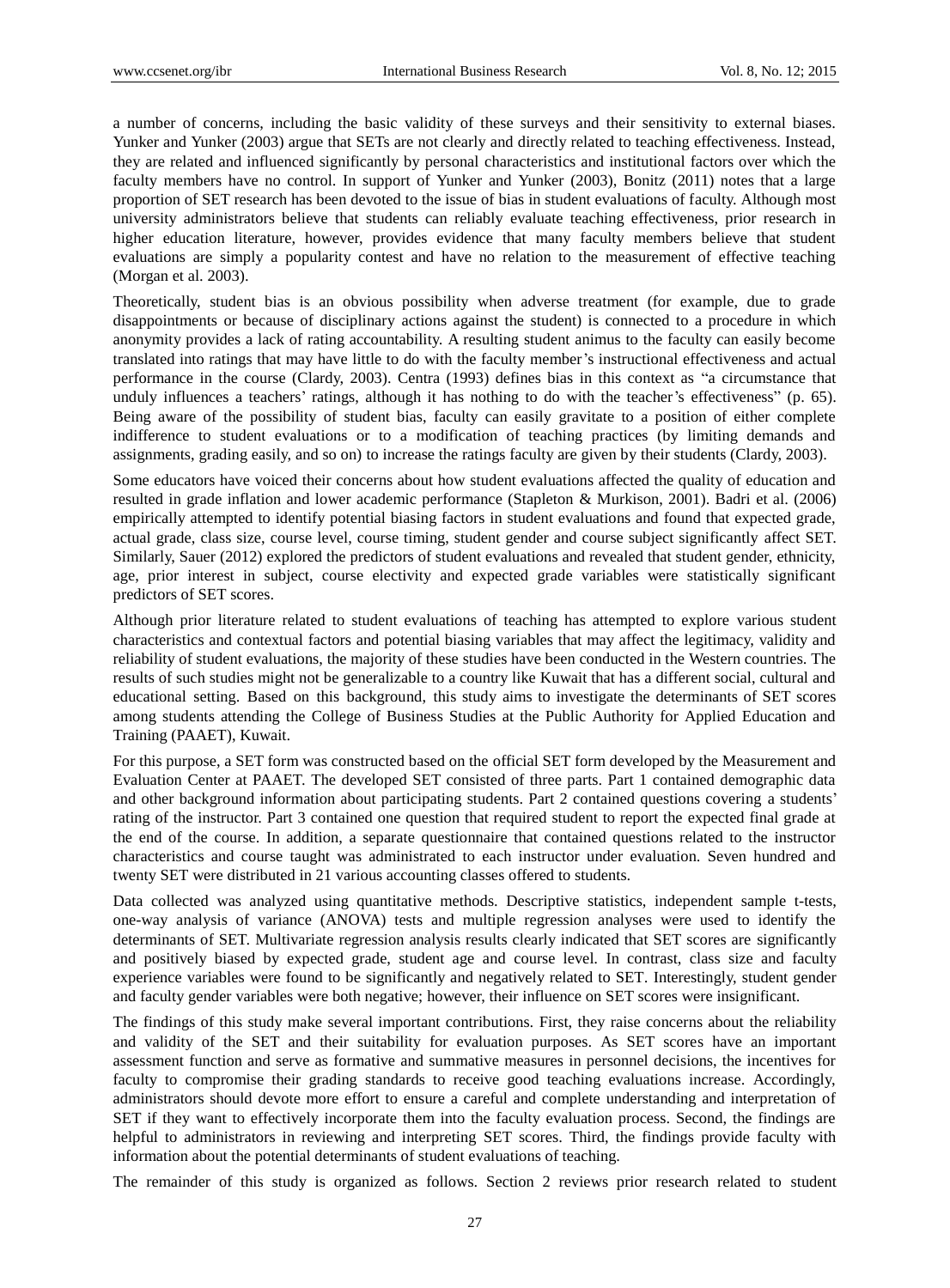a number of concerns, including the basic validity of these surveys and their sensitivity to external biases. Yunker and Yunker (2003) argue that SETs are not clearly and directly related to teaching effectiveness. Instead, they are related and influenced significantly by personal characteristics and institutional factors over which the faculty members have no control. In support of Yunker and Yunker (2003), Bonitz (2011) notes that a large proportion of SET research has been devoted to the issue of bias in student evaluations of faculty. Although most university administrators believe that students can reliably evaluate teaching effectiveness, prior research in higher education literature, however, provides evidence that many faculty members believe that student evaluations are simply a popularity contest and have no relation to the measurement of effective teaching (Morgan et al. 2003).

Theoretically, student bias is an obvious possibility when adverse treatment (for example, due to grade disappointments or because of disciplinary actions against the student) is connected to a procedure in which anonymity provides a lack of rating accountability. A resulting student animus to the faculty can easily become translated into ratings that may have little to do with the faculty member's instructional effectiveness and actual performance in the course (Clardy, 2003). Centra (1993) defines bias in this context as "a circumstance that unduly influences a teachers' ratings, although it has nothing to do with the teacher's effectiveness" (p. 65). Being aware of the possibility of student bias, faculty can easily gravitate to a position of either complete indifference to student evaluations or to a modification of teaching practices (by limiting demands and assignments, grading easily, and so on) to increase the ratings faculty are given by their students (Clardy, 2003).

Some educators have voiced their concerns about how student evaluations affected the quality of education and resulted in grade inflation and lower academic performance (Stapleton & Murkison, 2001). Badri et al. (2006) empirically attempted to identify potential biasing factors in student evaluations and found that expected grade, actual grade, class size, course level, course timing, student gender and course subject significantly affect SET. Similarly, Sauer (2012) explored the predictors of student evaluations and revealed that student gender, ethnicity, age, prior interest in subject, course electivity and expected grade variables were statistically significant predictors of SET scores.

Although prior literature related to student evaluations of teaching has attempted to explore various student characteristics and contextual factors and potential biasing variables that may affect the legitimacy, validity and reliability of student evaluations, the majority of these studies have been conducted in the Western countries. The results of such studies might not be generalizable to a country like Kuwait that has a different social, cultural and educational setting. Based on this background, this study aims to investigate the determinants of SET scores among students attending the College of Business Studies at the Public Authority for Applied Education and Training (PAAET), Kuwait.

For this purpose, a SET form was constructed based on the official SET form developed by the Measurement and Evaluation Center at PAAET. The developed SET consisted of three parts. Part 1 contained demographic data and other background information about participating students. Part 2 contained questions covering a students' rating of the instructor. Part 3 contained one question that required student to report the expected final grade at the end of the course. In addition, a separate questionnaire that contained questions related to the instructor characteristics and course taught was administrated to each instructor under evaluation. Seven hundred and twenty SET were distributed in 21 various accounting classes offered to students.

Data collected was analyzed using quantitative methods. Descriptive statistics, independent sample t-tests, one-way analysis of variance (ANOVA) tests and multiple regression analyses were used to identify the determinants of SET. Multivariate regression analysis results clearly indicated that SET scores are significantly and positively biased by expected grade, student age and course level. In contrast, class size and faculty experience variables were found to be significantly and negatively related to SET. Interestingly, student gender and faculty gender variables were both negative; however, their influence on SET scores were insignificant.

The findings of this study make several important contributions. First, they raise concerns about the reliability and validity of the SET and their suitability for evaluation purposes. As SET scores have an important assessment function and serve as formative and summative measures in personnel decisions, the incentives for faculty to compromise their grading standards to receive good teaching evaluations increase. Accordingly, administrators should devote more effort to ensure a careful and complete understanding and interpretation of SET if they want to effectively incorporate them into the faculty evaluation process. Second, the findings are helpful to administrators in reviewing and interpreting SET scores. Third, the findings provide faculty with information about the potential determinants of student evaluations of teaching.

The remainder of this study is organized as follows. Section 2 reviews prior research related to student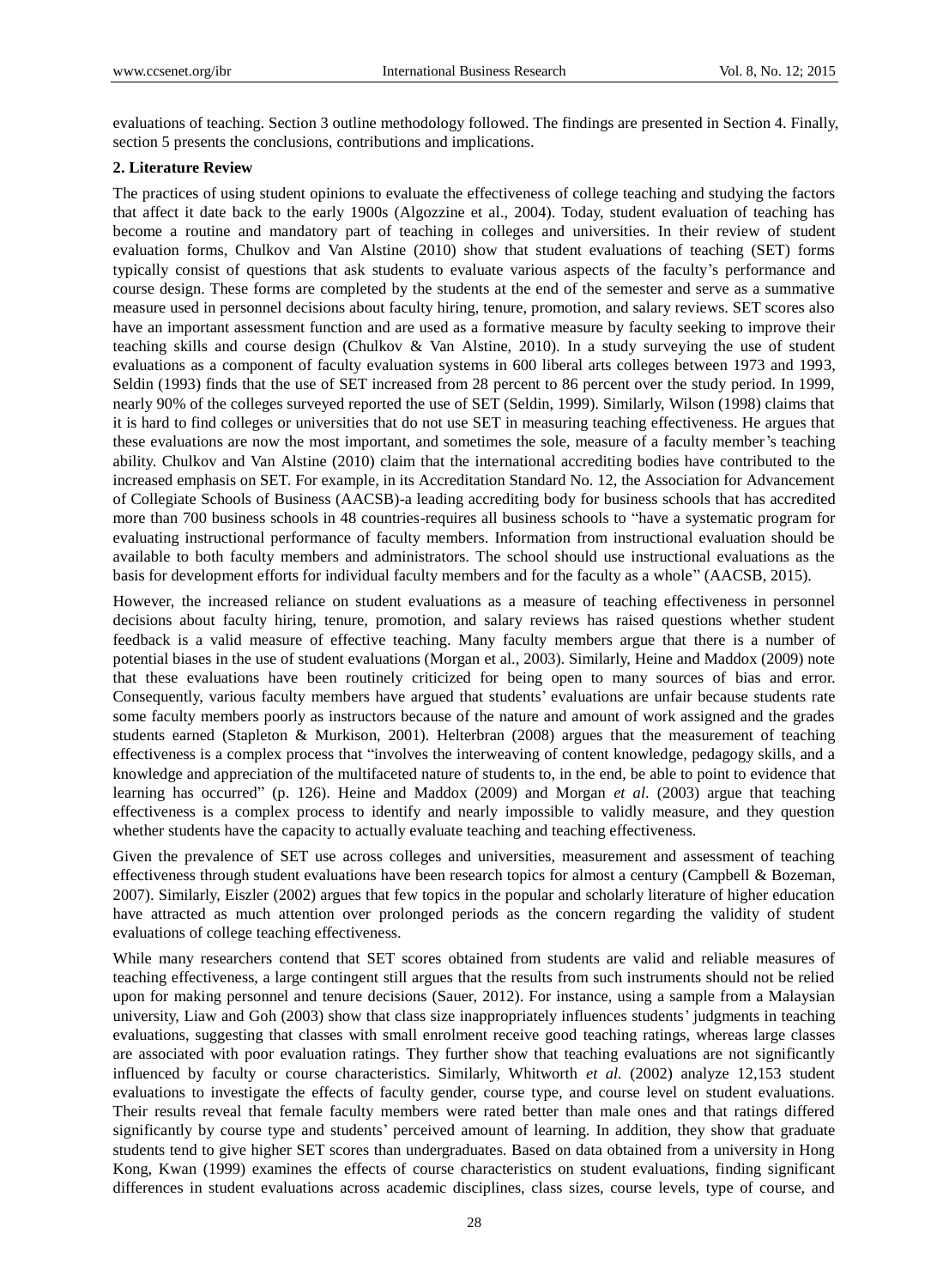evaluations of teaching. Section 3 outline methodology followed. The findings are presented in Section 4. Finally, section 5 presents the conclusions, contributions and implications.

## 2. Literature Review

The practices of using student opinions to evaluate the effectiveness of college teaching and studying the factors that affect it date back to the early 1900s (Algozzine et al., 2004). Today, student evaluation of teaching has become a routine and mandatory part of teaching in colleges and universities. In their review of student evaluation forms, Chulkov and Van Alstine (2010) show that student evaluations of teaching (SET) forms typically consist of questions that ask students to evaluate various aspects of the faculty's performance and course design. These forms are completed by the students at the end of the semester and serve as a summative measure used in personnel decisions about faculty hiring, tenure, promotion, and salary reviews. SET scores also have an important assessment function and are used as a formative measure by faculty seeking to improve their teaching skills and course design (Chulkov & Van Alstine, 2010). In a study surveying the use of student evaluations as a component of faculty evaluation systems in 600 liberal arts colleges between 1973 and 1993, Seldin (1993) finds that the use of SET increased from 28 percent to 86 percent over the study period. In 1999, nearly 90% of the colleges surveyed reported the use of SET (Seldin, 1999). Similarly, Wilson (1998) claims that it is hard to find colleges or universities that do not use SET in measuring teaching effectiveness. He argues that these evaluations are now the most important, and sometimes the sole, measure of a faculty member's teaching ability. Chulkov and Van Alstine (2010) claim that the international accrediting bodies have contributed to the increased emphasis on SET. For example, in its Accreditation Standard No. 12, the Association for Advancement of Collegiate Schools of Business (AACSB)-a leading accrediting body for business schools that has accredited more than 700 business schools in 48 countries-requires all business schools to "have a systematic program for evaluating instructional performance of faculty members. Information from instructional evaluation should be available to both faculty members and administrators. The school should use instructional evaluations as the basis for development efforts for individual faculty members and for the faculty as a whole" (AACSB, 2015).

However, the increased reliance on student evaluations as a measure of teaching effectiveness in personnel decisions about faculty hiring, tenure, promotion, and salary reviews has raised questions whether student feedback is a valid measure of effective teaching. Many faculty members argue that there is a number of potential biases in the use of student evaluations (Morgan et al., 2003). Similarly, Heine and Maddox (2009) note that these evaluations have been routinely criticized for being open to many sources of bias and error. Consequently, various faculty members have argued that students' evaluations are unfair because students rate some faculty members poorly as instructors because of the nature and amount of work assigned and the grades students earned (Stapleton & Murkison, 2001). Helterbran (2008) argues that the measurement of teaching effectiveness is a complex process that "involves the interweaving of content knowledge, pedagogy skills, and a knowledge and appreciation of the multifaceted nature of students to, in the end, be able to point to evidence that learning has occurred" (p. 126). Heine and Maddox (2009) and Morgan *et al*. (2003) argue that teaching effectiveness is a complex process to identify and nearly impossible to validly measure, and they question whether students have the capacity to actually evaluate teaching and teaching effectiveness.

Given the prevalence of SET use across colleges and universities, measurement and assessment of teaching effectiveness through student evaluations have been research topics for almost a century (Campbell & Bozeman, 2007). Similarly, Eiszler (2002) argues that few topics in the popular and scholarly literature of higher education have attracted as much attention over prolonged periods as the concern regarding the validity of student evaluations of college teaching effectiveness.

While many researchers contend that SET scores obtained from students are valid and reliable measures of teaching effectiveness, a large contingent still argues that the results from such instruments should not be relied upon for making personnel and tenure decisions (Sauer, 2012). For instance, using a sample from a Malaysian university, Liaw and Goh (2003) show that class size inappropriately influences students' judgments in teaching evaluations, suggesting that classes with small enrolment receive good teaching ratings, whereas large classes are associated with poor evaluation ratings. They further show that teaching evaluations are not significantly influenced by faculty or course characteristics. Similarly, Whitworth *et al.* (2002) analyze 12,153 student evaluations to investigate the effects of faculty gender, course type, and course level on student evaluations. Their results reveal that female faculty members were rated better than male ones and that ratings differed significantly by course type and students' perceived amount of learning. In addition, they show that graduate students tend to give higher SET scores than undergraduates. Based on data obtained from a university in Hong Kong, Kwan (1999) examines the effects of course characteristics on student evaluations, finding significant differences in student evaluations across academic disciplines, class sizes, course levels, type of course, and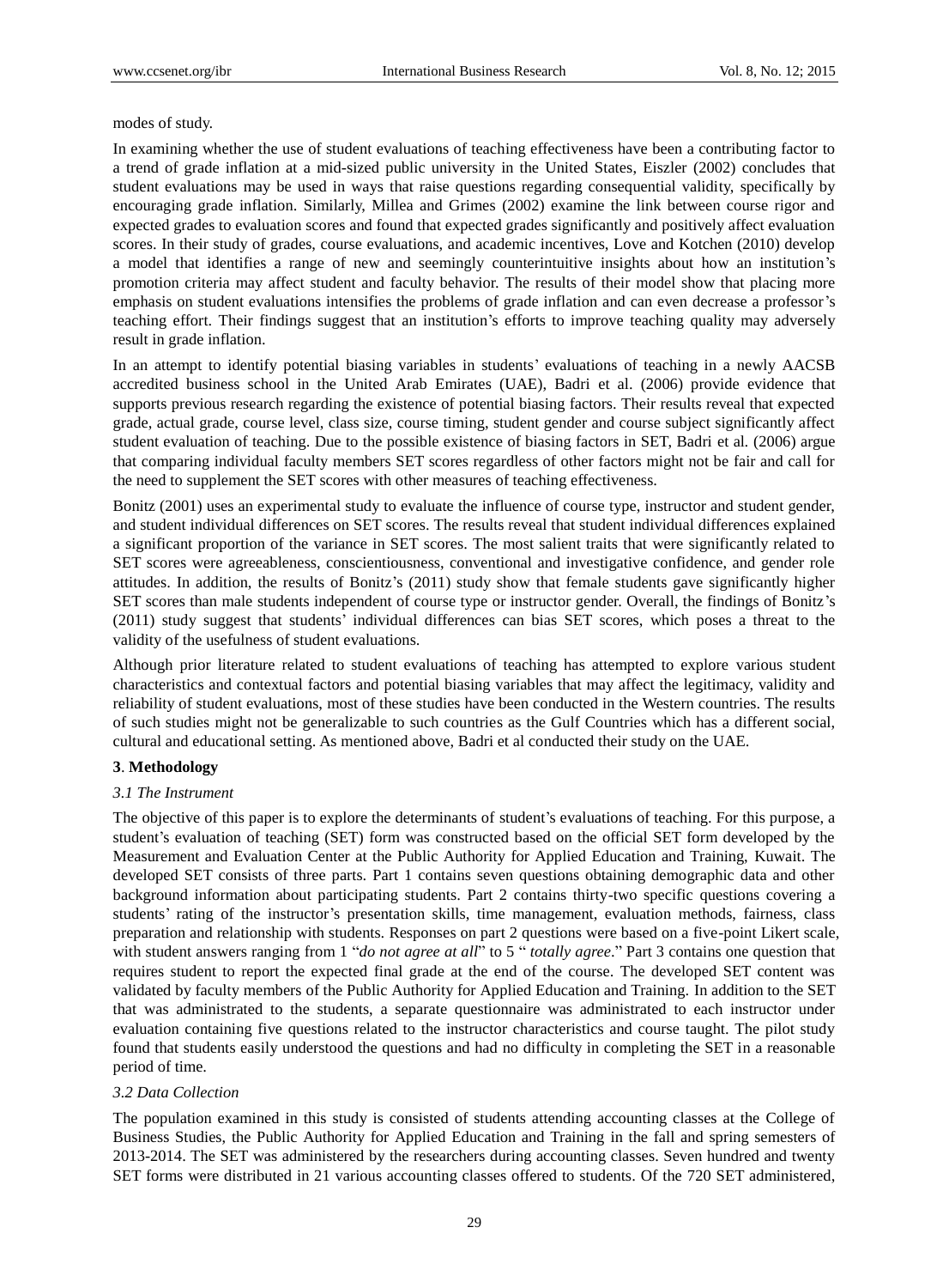modes of study.

In examining whether the use of student evaluations of teaching effectiveness have been a contributing factor to a trend of grade inflation at a mid-sized public university in the United States, Eiszler (2002) concludes that student evaluations may be used in ways that raise questions regarding consequential validity, specifically by encouraging grade inflation. Similarly, Millea and Grimes (2002) examine the link between course rigor and expected grades to evaluation scores and found that expected grades significantly and positively affect evaluation scores. In their study of grades, course evaluations, and academic incentives, Love and Kotchen (2010) develop a model that identifies a range of new and seemingly counterintuitive insights about how an institution's promotion criteria may affect student and faculty behavior. The results of their model show that placing more emphasis on student evaluations intensifies the problems of grade inflation and can even decrease a professor's teaching effort. Their findings suggest that an institution's efforts to improve teaching quality may adversely result in grade inflation.

In an attempt to identify potential biasing variables in students' evaluations of teaching in a newly AACSB accredited business school in the United Arab Emirates (UAE), Badri et al. (2006) provide evidence that supports previous research regarding the existence of potential biasing factors. Their results reveal that expected grade, actual grade, course level, class size, course timing, student gender and course subject significantly affect student evaluation of teaching. Due to the possible existence of biasing factors in SET, Badri et al. (2006) argue that comparing individual faculty members SET scores regardless of other factors might not be fair and call for the need to supplement the SET scores with other measures of teaching effectiveness.

Bonitz (2001) uses an experimental study to evaluate the influence of course type, instructor and student gender, and student individual differences on SET scores. The results reveal that student individual differences explained a significant proportion of the variance in SET scores. The most salient traits that were significantly related to SET scores were agreeableness, conscientiousness, conventional and investigative confidence, and gender role attitudes. In addition, the results of Bonitz's (2011) study show that female students gave significantly higher SET scores than male students independent of course type or instructor gender. Overall, the findings of Bonitz's (2011) study suggest that students' individual differences can bias SET scores, which poses a threat to the validity of the usefulness of student evaluations.

Although prior literature related to student evaluations of teaching has attempted to explore various student characteristics and contextual factors and potential biasing variables that may affect the legitimacy, validity and reliability of student evaluations, most of these studies have been conducted in the Western countries. The results of such studies might not be generalizable to such countries as the Gulf Countries which has a different social, cultural and educational setting. As mentioned above, Badri et al conducted their study on the UAE.

## 3. Methodology

### *3.1 The Instrument*

The objective of this paper is to explore the determinants of student's evaluations of teaching. For this purpose, a student's evaluation of teaching (SET) form was constructed based on the official SET form developed by the Measurement and Evaluation Center at the Public Authority for Applied Education and Training, Kuwait. The developed SET consists of three parts. Part 1 contains seven questions obtaining demographic data and other background information about participating students. Part 2 contains thirty-two specific questions covering a students' rating of the instructor's presentation skills, time management, evaluation methods, fairness, class preparation and relationship with students. Responses on part 2 questions were based on a five-point Likert scale, with student answers ranging from 1 "*do not agree at all*" to 5 " *totally agree*." Part 3 contains one question that requires student to report the expected final grade at the end of the course. The developed SET content was validated by faculty members of the Public Authority for Applied Education and Training. In addition to the SET that was administrated to the students, a separate questionnaire was administrated to each instructor under evaluation containing five questions related to the instructor characteristics and course taught. The pilot study found that students easily understood the questions and had no difficulty in completing the SET in a reasonable period of time.

### *3.2 Data Collection*

The population examined in this study is consisted of students attending accounting classes at the College of Business Studies, the Public Authority for Applied Education and Training in the fall and spring semesters of 2013-2014. The SET was administered by the researchers during accounting classes. Seven hundred and twenty SET forms were distributed in 21 various accounting classes offered to students. Of the 720 SET administered,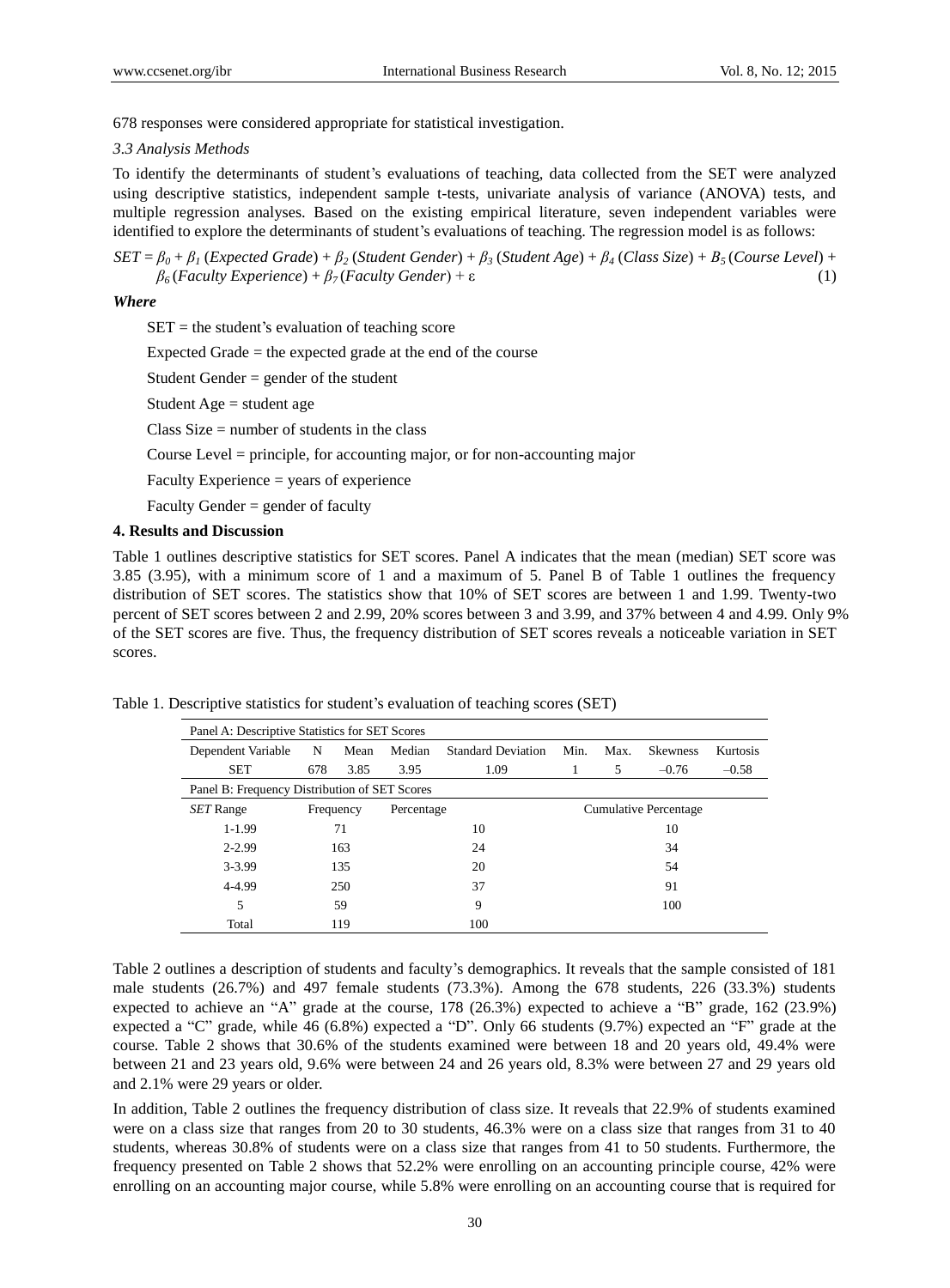678 responses were considered appropriate for statistical investigation.

*3.3 Analysis Methods*

To identify the determinants of student's evaluations of teaching, data collected from the SET were analyzed using descriptive statistics, independent sample t-tests, univariate analysis of variance (ANOVA) tests, and multiple regression analyses. Based on the existing empirical literature, seven independent variables were identified to explore the determinants of student's evaluations of teaching. The regression model is as follows:

$$SET = \beta_0 + \beta_1 (Expected\ Grade) + \beta_2 (Student\ Gender) + \beta_3 (Student\ Age) + \beta_4 (Class\ Size) + B_5 (Course\ Level) + \beta_6 (Faculty\ Experience) + \beta_7 (Faculty\ Gender) + \varepsilon \quad (1)$$

***Where***

SET = the student's evaluation of teaching score

Expected Grade = the expected grade at the end of the course

Student Gender = gender of the student

Student Age = student age

Class Size = number of students in the class

Course Level = principle, for accounting major, or for non-accounting major

Faculty Experience = years of experience

Faculty Gender = gender of faculty

**4. Results and Discussion**

Table 1 outlines descriptive statistics for SET scores. Panel A indicates that the mean (median) SET score was 3.85 (3.95), with a minimum score of 1 and a maximum of 5. Panel B of Table 1 outlines the frequency distribution of SET scores. The statistics show that 10% of SET scores are between 1 and 1.99. Twenty-two percent of SET scores between 2 and 2.99, 20% scores between 3 and 3.99, and 37% between 4 and 4.99. Only 9% of the SET scores are five. Thus, the frequency distribution of SET scores reveals a noticeable variation in SET scores.

Table 1. Descriptive statistics for student's evaluation of teaching scores (SET)

| Panel A: Descriptive Statistics for SET Scores | | | | | | | | |
|---|---|---|---|---|---|---|---|---|
| Dependent Variable | N | Mean | Median | Standard Deviation | Min. | Max. | Skewness | Kurtosis |
| SET | 678 | 3.85 | 3.95 | 1.09 | 1 | 5 | –0.76 | –0.58 |

| Panel B: Frequency Distribution of SET Scores | | | |
|---|---|---|---|
| *SET* Range | Frequency | Percentage | Cumulative Percentage |
| 1-1.99 | 71 | 10 | 10 |
| 2-2.99 | 163 | 24 | 34 |
| 3-3.99 | 135 | 20 | 54 |
| 4-4.99 | 250 | 37 | 91 |
| 5 | 59 | 9 | 100 |
| Total | 119 | 100 | |

Table 2 outlines a description of students and faculty's demographics. It reveals that the sample consisted of 181 male students (26.7%) and 497 female students (73.3%). Among the 678 students, 226 (33.3%) students expected to achieve an "A" grade at the course, 178 (26.3%) expected to achieve a "B" grade, 162 (23.9%) expected a "C" grade, while 46 (6.8%) expected a "D". Only 66 students (9.7%) expected an "F" grade at the course. Table 2 shows that 30.6% of the students examined were between 18 and 20 years old, 49.4% were between 21 and 23 years old, 9.6% were between 24 and 26 years old, 8.3% were between 27 and 29 years old and 2.1% were 29 years or older.

In addition, Table 2 outlines the frequency distribution of class size. It reveals that 22.9% of students examined were on a class size that ranges from 20 to 30 students, 46.3% were on a class size that ranges from 31 to 40 students, whereas 30.8% of students were on a class size that ranges from 41 to 50 students. Furthermore, the frequency presented on Table 2 shows that 52.2% were enrolling on an accounting principle course, 42% were enrolling on an accounting major course, while 5.8% were enrolling on an accounting course that is required for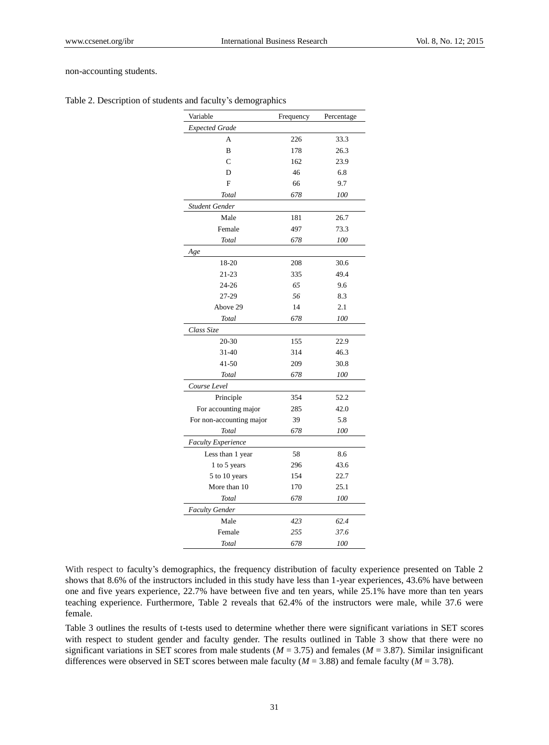non-accounting students.

Table 2. Description of students and faculty's demographics

| Variable | Frequency | Percentage |
|---|---|---|
| *Expected Grade* | | |
| A | 226 | 33.3 |
| B | 178 | 26.3 |
| C | 162 | 23.9 |
| D | 46 | 6.8 |
| F | 66 | 9.7 |
| *Total* | *678* | *100* |
| *Student Gender* | | |
| Male | 181 | 26.7 |
| Female | 497 | 73.3 |
| *Total* | *678* | *100* |
| *Age* | | |
| 18-20 | 208 | 30.6 |
| 21-23 | 335 | 49.4 |
| 24-26 | *65* | 9.6 |
| 27-29 | *56* | 8.3 |
| Above 29 | 14 | 2.1 |
| *Total* | *678* | *100* |
| *Class Size* | | |
| 20-30 | 155 | 22.9 |
| 31-40 | 314 | 46.3 |
| 41-50 | 209 | 30.8 |
| *Total* | *678* | *100* |
| *Course Level* | | |
| Principle | 354 | 52.2 |
| For accounting major | 285 | 42.0 |
| For non-accounting major | 39 | 5.8 |
| *Total* | *678* | *100* |
| *Faculty Experience* | | |
| Less than 1 year | 58 | 8.6 |
| 1 to 5 years | 296 | 43.6 |
| 5 to 10 years | 154 | 22.7 |
| More than 10 | 170 | 25.1 |
| *Total* | *678* | *100* |
| *Faculty Gender* | | |
| Male | *423* | *62.4* |
| Female | *255* | *37.6* |
| *Total* | *678* | *100* |

With respect to faculty's demographics, the frequency distribution of faculty experience presented on Table 2 shows that 8.6% of the instructors included in this study have less than 1-year experiences, 43.6% have between one and five years experience, 22.7% have between five and ten years, while 25.1% have more than ten years teaching experience. Furthermore, Table 2 reveals that 62.4% of the instructors were male, while 37.6 were female.

Table 3 outlines the results of t-tests used to determine whether there were significant variations in SET scores with respect to student gender and faculty gender. The results outlined in Table 3 show that there were no significant variations in SET scores from male students ($M$ = 3.75) and females ($M$ = 3.87). Similar insignificant differences were observed in SET scores between male faculty ($M$ = 3.88) and female faculty ($M$ = 3.78).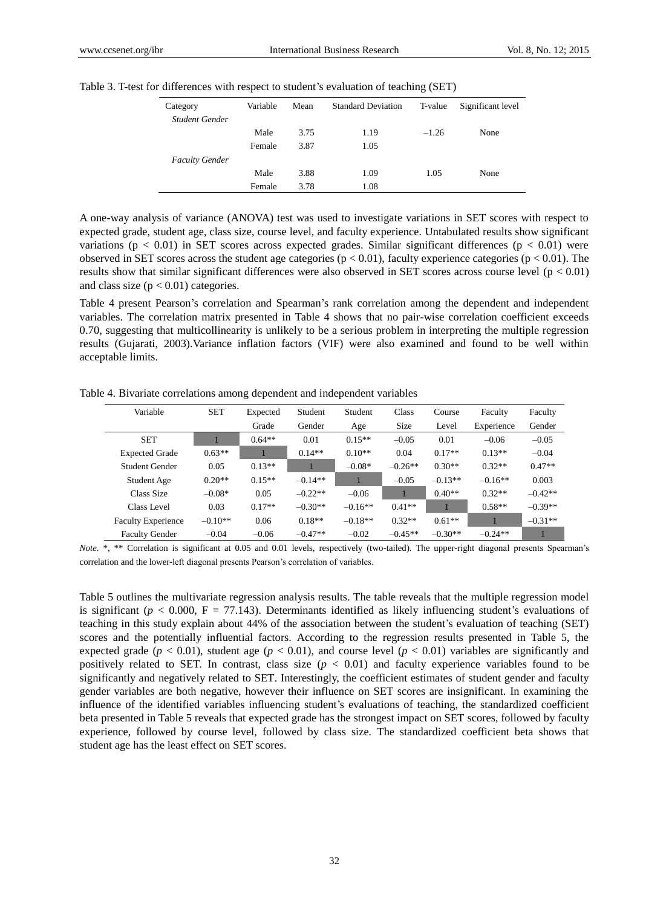Table 3. T-test for differences with respect to student's evaluation of teaching (SET)

| Category | Variable | Mean | Standard Deviation | T-value | Significant level |
|---|---|---|---|---|---|
| *Student Gender* | | | | | |
| | Male | 3.75 | 1.19 | –1.26 | None |
| | Female | 3.87 | 1.05 | | |
| *Faculty Gender* | | | | | |
| | Male | 3.88 | 1.09 | 1.05 | None |
| | Female | 3.78 | 1.08 | | |

A one-way analysis of variance (ANOVA) test was used to investigate variations in SET scores with respect to expected grade, student age, class size, course level, and faculty experience. Untabulated results show significant variations ($p < 0.01$) in SET scores across expected grades. Similar significant differences ($p < 0.01$) were observed in SET scores across the student age categories ($p < 0.01$), faculty experience categories ($p < 0.01$). The results show that similar significant differences were also observed in SET scores across course level ($p < 0.01$) and class size ($p < 0.01$) categories.

Table 4 present Pearson's correlation and Spearman's rank correlation among the dependent and independent variables. The correlation matrix presented in Table 4 shows that no pair-wise correlation coefficient exceeds 0.70, suggesting that multicollinearity is unlikely to be a serious problem in interpreting the multiple regression results (Gujarati, 2003).Variance inflation factors (VIF) were also examined and found to be well within acceptable limits.

Table 4. Bivariate correlations among dependent and independent variables

| Variable | SET | Expected Grade | Student Gender | Student Age | Class Size | Course Level | Faculty Experience | Faculty Gender |
|---|---|---|---|---|---|---|---|---|
| SET | 1 | 0.64** | 0.01 | 0.15** | –0.05 | 0.01 | –0.06 | –0.05 |
| Expected Grade | 0.63** | 1 | 0.14** | 0.10** | 0.04 | 0.17** | 0.13** | –0.04 |
| Student Gender | 0.05 | 0.13** | 1 | –0.08* | –0.26** | 0.30** | 0.32** | 0.47** |
| Student Age | 0.20** | 0.15** | –0.14** | 1 | –0.05 | –0.13** | –0.16** | 0.003 |
| Class Size | –0.08* | 0.05 | –0.22** | –0.06 | 1 | 0.40** | 0.32** | –0.42** |
| Class Level | 0.03 | 0.17** | –0.30** | –0.16** | 0.41** | 1 | 0.58** | –0.39** |
| Faculty Experience | –0.10** | 0.06 | 0.18** | –0.18** | 0.32** | 0.61** | 1 | –0.31** |
| Faculty Gender | –0.04 | –0.06 | –0.47** | –0.02 | –0.45** | –0.30** | –0.24** | 1 |

*Note.* *, ** Correlation is significant at 0.05 and 0.01 levels, respectively (two-tailed). The upper-right diagonal presents Spearman's correlation and the lower-left diagonal presents Pearson's correlation of variables.

Table 5 outlines the multivariate regression analysis results. The table reveals that the multiple regression model is significant ($p < 0.000$, $F = 77.143$). Determinants identified as likely influencing student's evaluations of teaching in this study explain about 44% of the association between the student's evaluation of teaching (SET) scores and the potentially influential factors. According to the regression results presented in Table 5, the expected grade ($p < 0.01$), student age ($p < 0.01$), and course level ($p < 0.01$) variables are significantly and positively related to SET. In contrast, class size ($p < 0.01$) and faculty experience variables found to be significantly and negatively related to SET. Interestingly, the coefficient estimates of student gender and faculty gender variables are both negative, however their influence on SET scores are insignificant. In examining the influence of the identified variables influencing student's evaluations of teaching, the standardized coefficient beta presented in Table 5 reveals that expected grade has the strongest impact on SET scores, followed by faculty experience, followed by course level, followed by class size. The standardized coefficient beta shows that student age has the least effect on SET scores.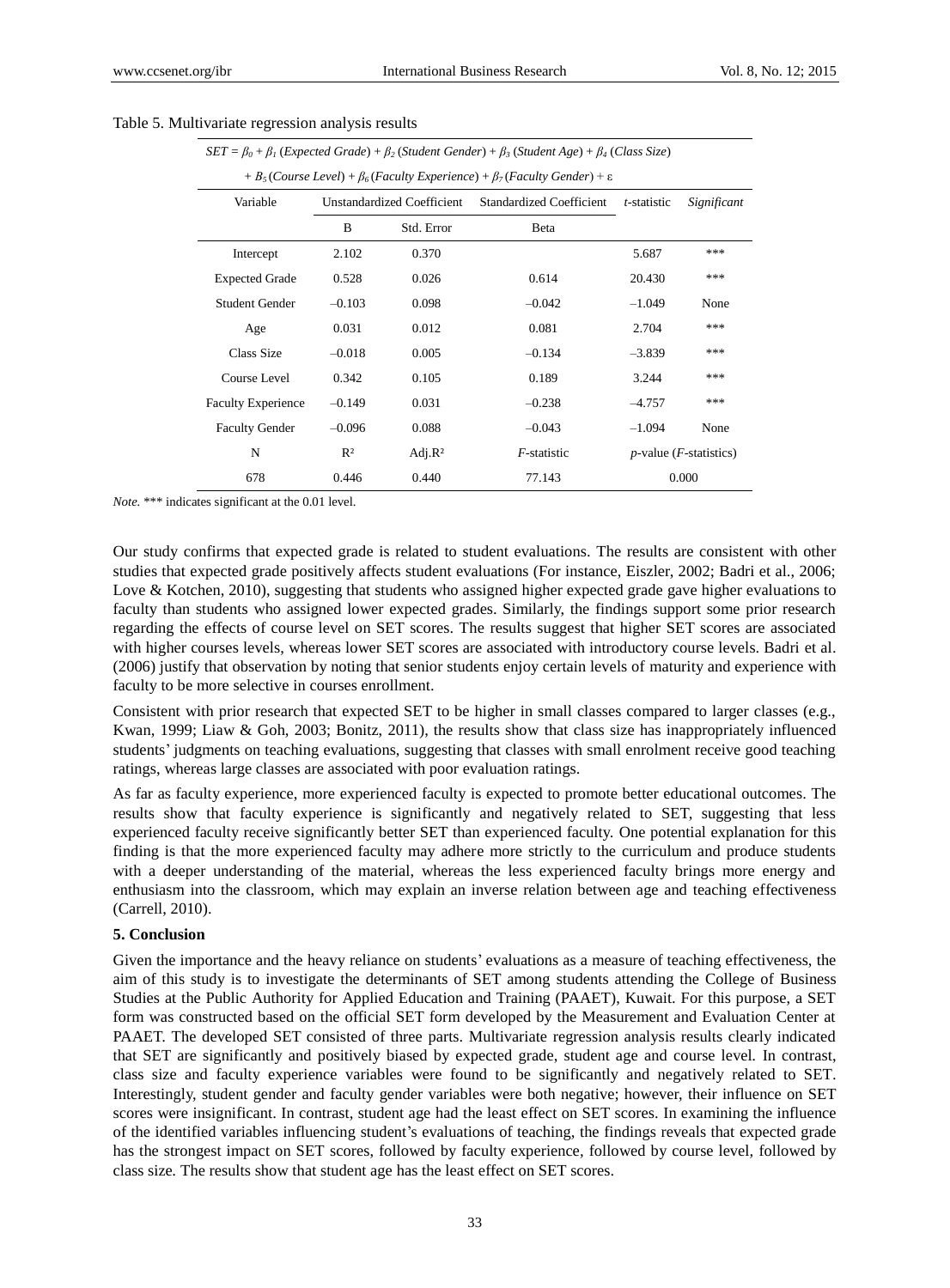Table 5. Multivariate regression analysis results

$$SET = \beta_0 + \beta_1\,(Expected\ Grade) + \beta_2\,(Student\ Gender) + \beta_3\,(Student\ Age) + \beta_4\,(Class\ Size) + B_5\,(Course\ Level) + \beta_6\,(Faculty\ Experience) + \beta_7\,(Faculty\ Gender) + \varepsilon$$

| Variable | Unstandardized Coefficient | | Standardized Coefficient | *t*-statistic | *Significant* |
|---|---|---|---|---|---|
| | B | Std. Error | Beta | | |
| Intercept | 2.102 | 0.370 | | 5.687 | *** |
| Expected Grade | 0.528 | 0.026 | 0.614 | 20.430 | *** |
| Student Gender | –0.103 | 0.098 | –0.042 | –1.049 | None |
| Age | 0.031 | 0.012 | 0.081 | 2.704 | *** |
| Class Size | –0.018 | 0.005 | –0.134 | –3.839 | *** |
| Course Level | 0.342 | 0.105 | 0.189 | 3.244 | *** |
| Faculty Experience | –0.149 | 0.031 | –0.238 | –4.757 | *** |
| Faculty Gender | –0.096 | 0.088 | –0.043 | –1.094 | None |
| N | $R^2$ | Adj.$R^2$ | *F*-statistic | *p*-value (*F*-statistics) | |
| 678 | 0.446 | 0.440 | 77.143 | 0.000 | |

*Note.* *** indicates significant at the 0.01 level.

Our study confirms that expected grade is related to student evaluations. The results are consistent with other studies that expected grade positively affects student evaluations (For instance, Eiszler, 2002; Badri et al., 2006; Love & Kotchen, 2010), suggesting that students who assigned higher expected grade gave higher evaluations to faculty than students who assigned lower expected grades. Similarly, the findings support some prior research regarding the effects of course level on SET scores. The results suggest that higher SET scores are associated with higher courses levels, whereas lower SET scores are associated with introductory course levels. Badri et al. (2006) justify that observation by noting that senior students enjoy certain levels of maturity and experience with faculty to be more selective in courses enrollment.

Consistent with prior research that expected SET to be higher in small classes compared to larger classes (e.g., Kwan, 1999; Liaw & Goh, 2003; Bonitz, 2011), the results show that class size has inappropriately influenced students' judgments on teaching evaluations, suggesting that classes with small enrolment receive good teaching ratings, whereas large classes are associated with poor evaluation ratings.

As far as faculty experience, more experienced faculty is expected to promote better educational outcomes. The results show that faculty experience is significantly and negatively related to SET, suggesting that less experienced faculty receive significantly better SET than experienced faculty. One potential explanation for this finding is that the more experienced faculty may adhere more strictly to the curriculum and produce students with a deeper understanding of the material, whereas the less experienced faculty brings more energy and enthusiasm into the classroom, which may explain an inverse relation between age and teaching effectiveness (Carrell, 2010).

### 5. Conclusion

Given the importance and the heavy reliance on students' evaluations as a measure of teaching effectiveness, the aim of this study is to investigate the determinants of SET among students attending the College of Business Studies at the Public Authority for Applied Education and Training (PAAET), Kuwait. For this purpose, a SET form was constructed based on the official SET form developed by the Measurement and Evaluation Center at PAAET. The developed SET consisted of three parts. Multivariate regression analysis results clearly indicated that SET are significantly and positively biased by expected grade, student age and course level. In contrast, class size and faculty experience variables were found to be significantly and negatively related to SET. Interestingly, student gender and faculty gender variables were both negative; however, their influence on SET scores were insignificant. In contrast, student age had the least effect on SET scores. In examining the influence of the identified variables influencing student's evaluations of teaching, the findings reveals that expected grade has the strongest impact on SET scores, followed by faculty experience, followed by course level, followed by class size. The results show that student age has the least effect on SET scores.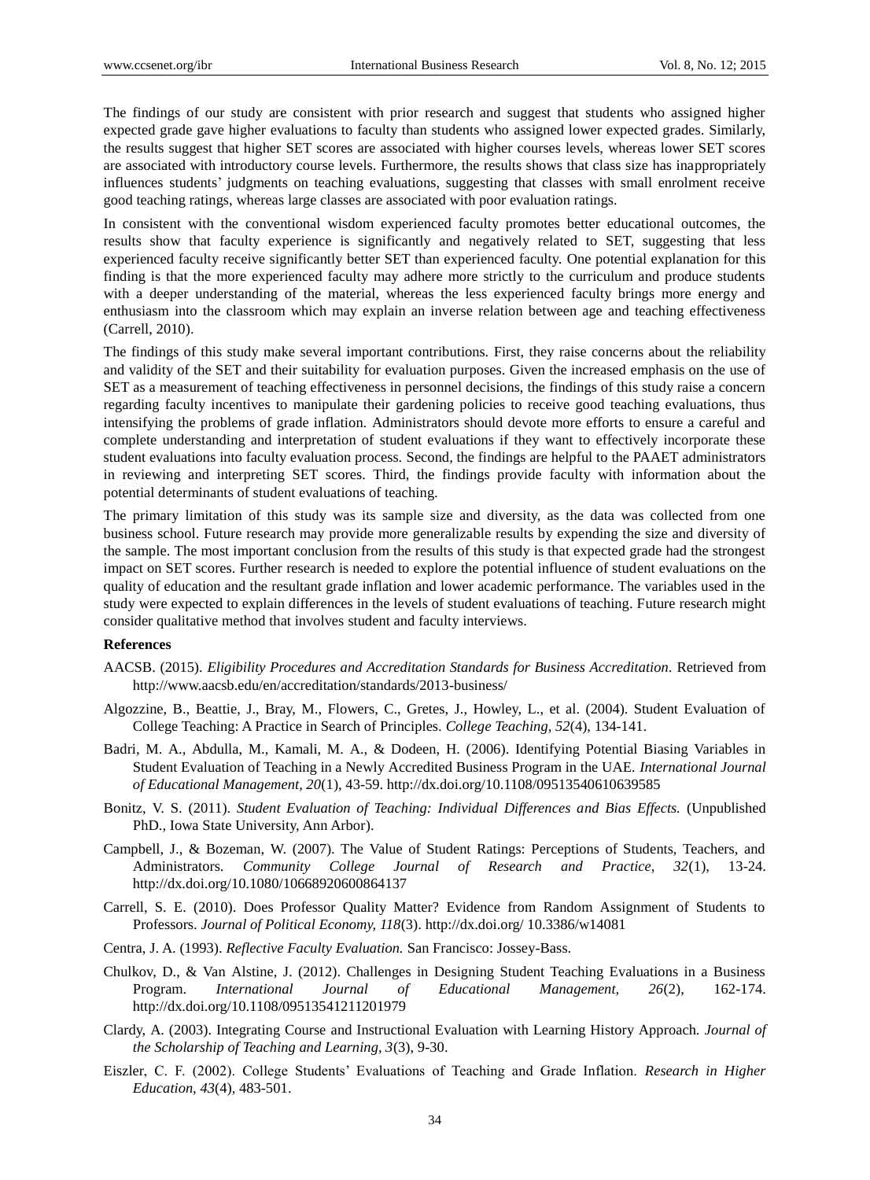The findings of our study are consistent with prior research and suggest that students who assigned higher expected grade gave higher evaluations to faculty than students who assigned lower expected grades. Similarly, the results suggest that higher SET scores are associated with higher courses levels, whereas lower SET scores are associated with introductory course levels. Furthermore, the results shows that class size has inappropriately influences students' judgments on teaching evaluations, suggesting that classes with small enrolment receive good teaching ratings, whereas large classes are associated with poor evaluation ratings.

In consistent with the conventional wisdom experienced faculty promotes better educational outcomes, the results show that faculty experience is significantly and negatively related to SET, suggesting that less experienced faculty receive significantly better SET than experienced faculty. One potential explanation for this finding is that the more experienced faculty may adhere more strictly to the curriculum and produce students with a deeper understanding of the material, whereas the less experienced faculty brings more energy and enthusiasm into the classroom which may explain an inverse relation between age and teaching effectiveness (Carrell, 2010).

The findings of this study make several important contributions. First, they raise concerns about the reliability and validity of the SET and their suitability for evaluation purposes. Given the increased emphasis on the use of SET as a measurement of teaching effectiveness in personnel decisions, the findings of this study raise a concern regarding faculty incentives to manipulate their gardening policies to receive good teaching evaluations, thus intensifying the problems of grade inflation. Administrators should devote more efforts to ensure a careful and complete understanding and interpretation of student evaluations if they want to effectively incorporate these student evaluations into faculty evaluation process. Second, the findings are helpful to the PAAET administrators in reviewing and interpreting SET scores. Third, the findings provide faculty with information about the potential determinants of student evaluations of teaching.

The primary limitation of this study was its sample size and diversity, as the data was collected from one business school. Future research may provide more generalizable results by expending the size and diversity of the sample. The most important conclusion from the results of this study is that expected grade had the strongest impact on SET scores. Further research is needed to explore the potential influence of student evaluations on the quality of education and the resultant grade inflation and lower academic performance. The variables used in the study were expected to explain differences in the levels of student evaluations of teaching. Future research might consider qualitative method that involves student and faculty interviews.

**References**

AACSB. (2015). *Eligibility Procedures and Accreditation Standards for Business Accreditation*. Retrieved from http://www.aacsb.edu/en/accreditation/standards/2013-business/

Algozzine, B., Beattie, J., Bray, M., Flowers, C., Gretes, J., Howley, L., et al. (2004). Student Evaluation of College Teaching: A Practice in Search of Principles. *College Teaching, 52*(4), 134-141.

Badri, M. A., Abdulla, M., Kamali, M. A., & Dodeen, H. (2006). Identifying Potential Biasing Variables in Student Evaluation of Teaching in a Newly Accredited Business Program in the UAE. *International Journal of Educational Management, 20*(1), 43-59. http://dx.doi.org/10.1108/09513540610639585

Bonitz, V. S. (2011). *Student Evaluation of Teaching: Individual Differences and Bias Effects.* (Unpublished PhD., Iowa State University, Ann Arbor).

Campbell, J., & Bozeman, W. (2007). The Value of Student Ratings: Perceptions of Students, Teachers, and Administrators. *Community College Journal of Research and Practice, 32*(1), 13-24. http://dx.doi.org/10.1080/10668920600864137

Carrell, S. E. (2010). Does Professor Quality Matter? Evidence from Random Assignment of Students to Professors. *Journal of Political Economy, 118*(3). http://dx.doi.org/ 10.3386/w14081

Centra, J. A. (1993). *Reflective Faculty Evaluation.* San Francisco: Jossey-Bass.

Chulkov, D., & Van Alstine, J. (2012). Challenges in Designing Student Teaching Evaluations in a Business Program. *International Journal of Educational Management, 26*(2), 162-174. http://dx.doi.org/10.1108/09513541211201979

Clardy, A. (2003). Integrating Course and Instructional Evaluation with Learning History Approach. *Journal of the Scholarship of Teaching and Learning, 3*(3), 9-30.

Eiszler, C. F. (2002). College Students' Evaluations of Teaching and Grade Inflation. *Research in Higher Education, 43*(4), 483-501.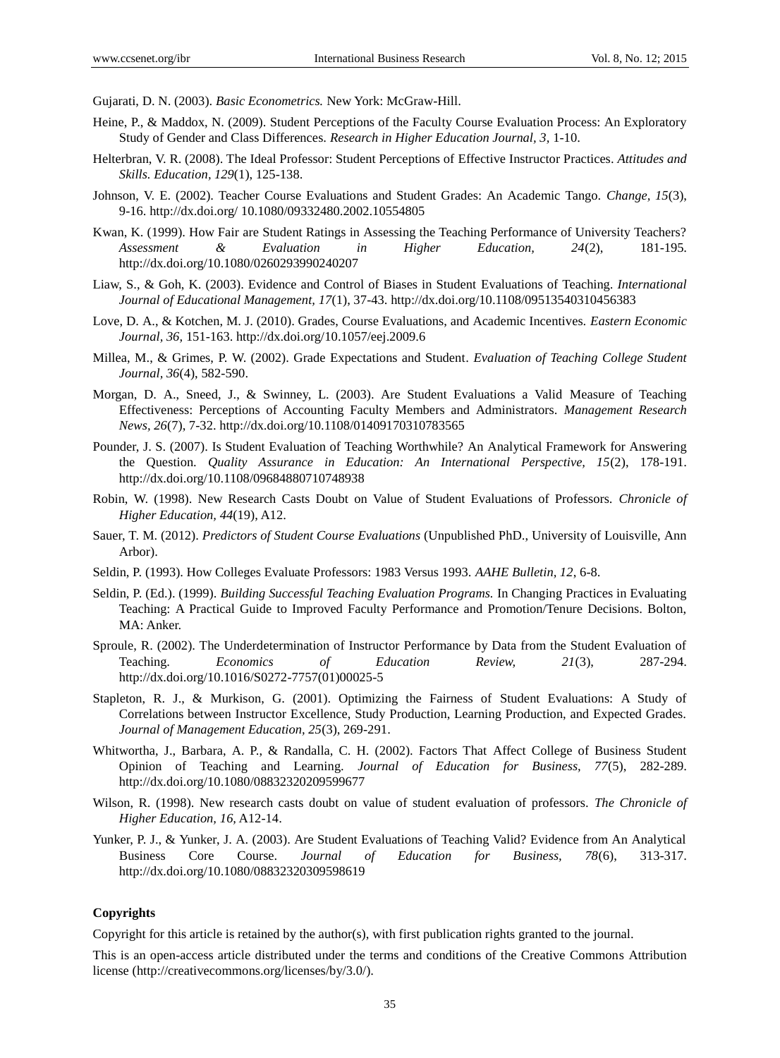Gujarati, D. N. (2003). *Basic Econometrics.* New York: McGraw-Hill.

Heine, P., & Maddox, N. (2009). Student Perceptions of the Faculty Course Evaluation Process: An Exploratory Study of Gender and Class Differences. *Research in Higher Education Journal, 3,* 1-10.

Helterbran, V. R. (2008). The Ideal Professor: Student Perceptions of Effective Instructor Practices. *Attitudes and Skills. Education, 129*(1), 125-138.

Johnson, V. E. (2002). Teacher Course Evaluations and Student Grades: An Academic Tango. *Change, 15*(3), 9-16. http://dx.doi.org/ 10.1080/09332480.2002.10554805

Kwan, K. (1999). How Fair are Student Ratings in Assessing the Teaching Performance of University Teachers? *Assessment & Evaluation in Higher Education, 24*(2), 181-195. http://dx.doi.org/10.1080/0260293990240207

Liaw, S., & Goh, K. (2003). Evidence and Control of Biases in Student Evaluations of Teaching. *International Journal of Educational Management, 17*(1), 37-43. http://dx.doi.org/10.1108/09513540310456383

Love, D. A., & Kotchen, M. J. (2010). Grades, Course Evaluations, and Academic Incentives. *Eastern Economic Journal, 36,* 151-163. http://dx.doi.org/10.1057/eej.2009.6

Millea, M., & Grimes, P. W. (2002). Grade Expectations and Student. *Evaluation of Teaching College Student Journal, 36*(4), 582-590.

Morgan, D. A., Sneed, J., & Swinney, L. (2003). Are Student Evaluations a Valid Measure of Teaching Effectiveness: Perceptions of Accounting Faculty Members and Administrators. *Management Research News, 26*(7), 7-32. http://dx.doi.org/10.1108/01409170310783565

Pounder, J. S. (2007). Is Student Evaluation of Teaching Worthwhile? An Analytical Framework for Answering the Question. *Quality Assurance in Education: An International Perspective, 15*(2), 178-191. http://dx.doi.org/10.1108/09684880710748938

Robin, W. (1998). New Research Casts Doubt on Value of Student Evaluations of Professors. *Chronicle of Higher Education, 44*(19), A12.

Sauer, T. M. (2012). *Predictors of Student Course Evaluations* (Unpublished PhD., University of Louisville, Ann Arbor).

Seldin, P. (1993). How Colleges Evaluate Professors: 1983 Versus 1993. *AAHE Bulletin, 12,* 6-8.

Seldin, P. (Ed.). (1999). *Building Successful Teaching Evaluation Programs.* In Changing Practices in Evaluating Teaching: A Practical Guide to Improved Faculty Performance and Promotion/Tenure Decisions. Bolton, MA: Anker.

Sproule, R. (2002). The Underdetermination of Instructor Performance by Data from the Student Evaluation of Teaching. *Economics of Education Review, 21*(3), 287-294. http://dx.doi.org/10.1016/S0272-7757(01)00025-5

Stapleton, R. J., & Murkison, G. (2001). Optimizing the Fairness of Student Evaluations: A Study of Correlations between Instructor Excellence, Study Production, Learning Production, and Expected Grades. *Journal of Management Education, 25*(3), 269-291.

Whitwortha, J., Barbara, A. P., & Randalla, C. H. (2002). Factors That Affect College of Business Student Opinion of Teaching and Learning. *Journal of Education for Business, 77*(5), 282-289. http://dx.doi.org/10.1080/08832320209599677

Wilson, R. (1998). New research casts doubt on value of student evaluation of professors. *The Chronicle of Higher Education, 16,* A12-14.

Yunker, P. J., & Yunker, J. A. (2003). Are Student Evaluations of Teaching Valid? Evidence from An Analytical Business Core Course. *Journal of Education for Business, 78*(6), 313-317. http://dx.doi.org/10.1080/08832320309598619

**Copyrights**

Copyright for this article is retained by the author(s), with first publication rights granted to the journal.

This is an open-access article distributed under the terms and conditions of the Creative Commons Attribution license (http://creativecommons.org/licenses/by/3.0/).